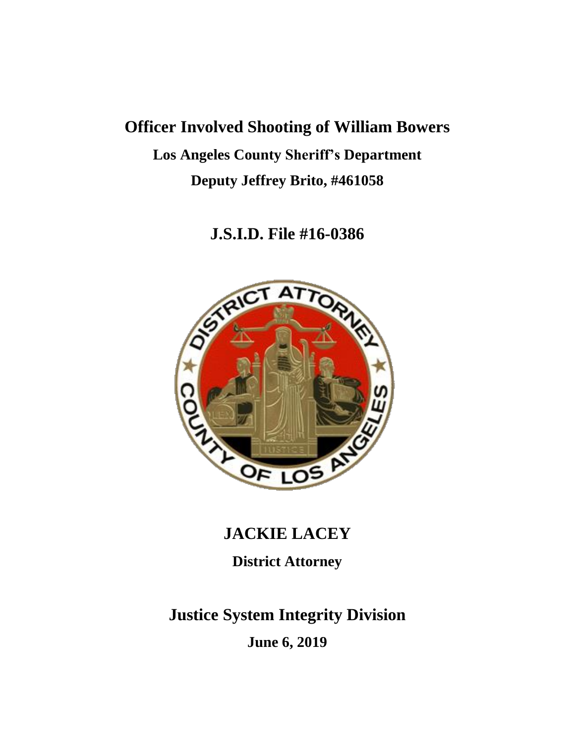# Officer Involved Shooting of William Bowers

## Los Angeles County Sheriff's Department

## Deputy Jeffrey Brito, #461058

## J.S.I.D. File #16-0386

## JACKIE LACEY

**District Attorney**

## Justice System Integrity Division

**June 6, 2019**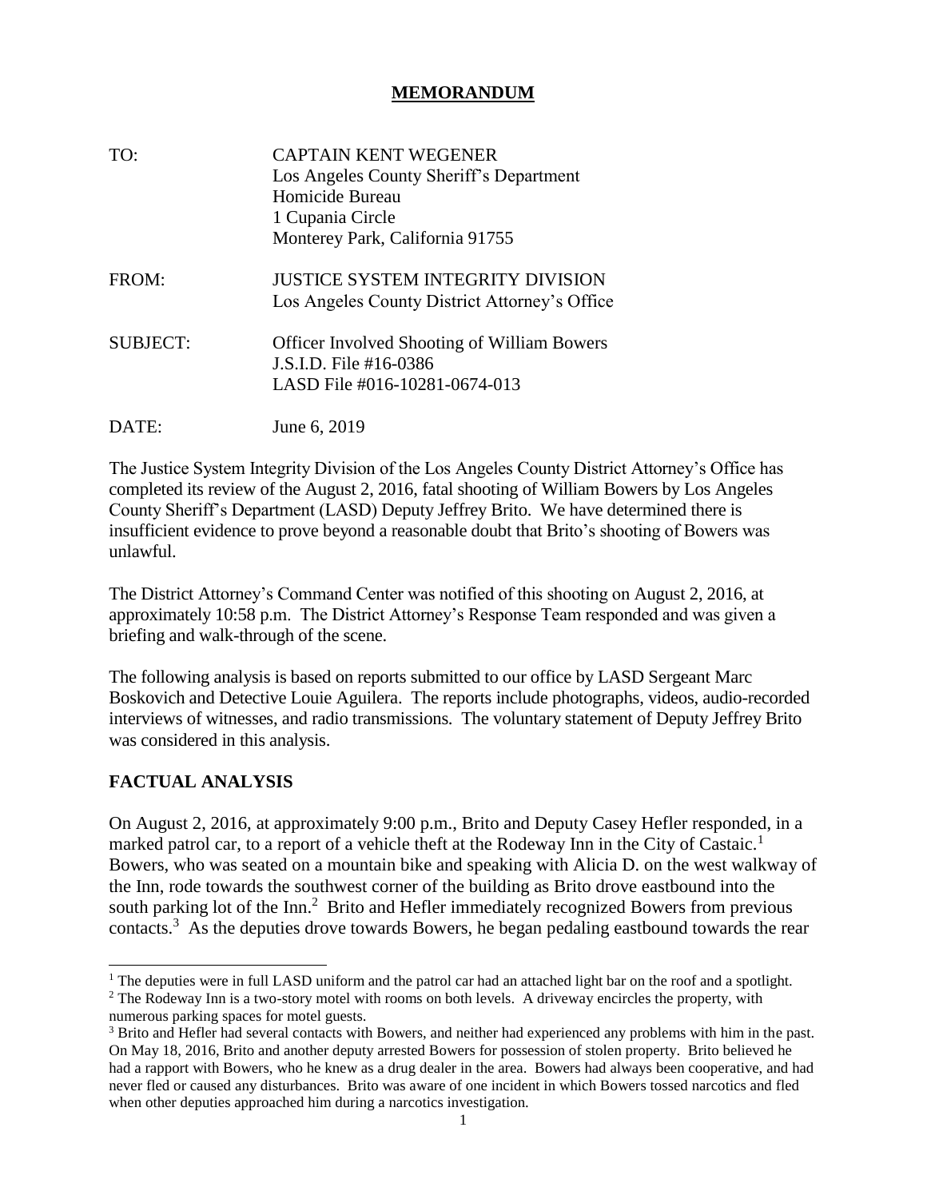**MEMORANDUM**

TO: CAPTAIN KENT WEGENER
Los Angeles County Sheriff's Department
Homicide Bureau
1 Cupania Circle
Monterey Park, California 91755

FROM: JUSTICE SYSTEM INTEGRITY DIVISION
Los Angeles County District Attorney's Office

SUBJECT: Officer Involved Shooting of William Bowers
J.S.I.D. File #16-0386
LASD File #016-10281-0674-013

DATE: June 6, 2019

The Justice System Integrity Division of the Los Angeles County District Attorney's Office has completed its review of the August 2, 2016, fatal shooting of William Bowers by Los Angeles County Sheriff's Department (LASD) Deputy Jeffrey Brito. We have determined there is insufficient evidence to prove beyond a reasonable doubt that Brito's shooting of Bowers was unlawful.

The District Attorney's Command Center was notified of this shooting on August 2, 2016, at approximately 10:58 p.m. The District Attorney's Response Team responded and was given a briefing and walk-through of the scene.

The following analysis is based on reports submitted to our office by LASD Sergeant Marc Boskovich and Detective Louie Aguilera. The reports include photographs, videos, audio-recorded interviews of witnesses, and radio transmissions. The voluntary statement of Deputy Jeffrey Brito was considered in this analysis.

## FACTUAL ANALYSIS

On August 2, 2016, at approximately 9:00 p.m., Brito and Deputy Casey Hefler responded, in a marked patrol car, to a report of a vehicle theft at the Rodeway Inn in the City of Castaic.[1] Bowers, who was seated on a mountain bike and speaking with Alicia D. on the west walkway of the Inn, rode towards the southwest corner of the building as Brito drove eastbound into the south parking lot of the Inn.[2] Brito and Hefler immediately recognized Bowers from previous contacts.[3] As the deputies drove towards Bowers, he began pedaling eastbound towards the rear

---

[1] The deputies were in full LASD uniform and the patrol car had an attached light bar on the roof and a spotlight.

[2] The Rodeway Inn is a two-story motel with rooms on both levels. A driveway encircles the property, with numerous parking spaces for motel guests.

[3] Brito and Hefler had several contacts with Bowers, and neither had experienced any problems with him in the past. On May 18, 2016, Brito and another deputy arrested Bowers for possession of stolen property. Brito believed he had a rapport with Bowers, who he knew as a drug dealer in the area. Bowers had always been cooperative, and had never fled or caused any disturbances. Brito was aware of one incident in which Bowers tossed narcotics and fled when other deputies approached him during a narcotics investigation.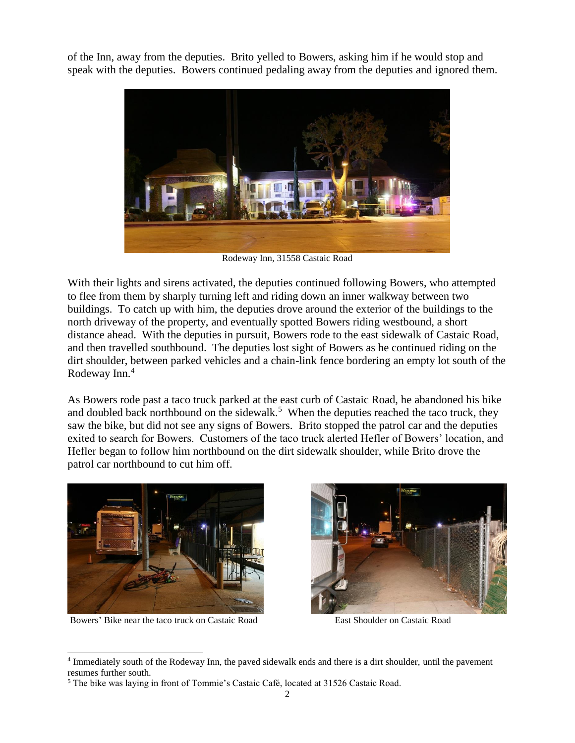of the Inn, away from the deputies. Brito yelled to Bowers, asking him if he would stop and speak with the deputies. Bowers continued pedaling away from the deputies and ignored them.

Rodeway Inn, 31558 Castaic Road

With their lights and sirens activated, the deputies continued following Bowers, who attempted to flee from them by sharply turning left and riding down an inner walkway between two buildings. To catch up with him, the deputies drove around the exterior of the buildings to the north driveway of the property, and eventually spotted Bowers riding westbound, a short distance ahead. With the deputies in pursuit, Bowers rode to the east sidewalk of Castaic Road, and then travelled southbound. The deputies lost sight of Bowers as he continued riding on the dirt shoulder, between parked vehicles and a chain-link fence bordering an empty lot south of the Rodeway Inn.[4]

As Bowers rode past a taco truck parked at the east curb of Castaic Road, he abandoned his bike and doubled back northbound on the sidewalk.[5] When the deputies reached the taco truck, they saw the bike, but did not see any signs of Bowers. Brito stopped the patrol car and the deputies exited to search for Bowers. Customers of the taco truck alerted Hefler of Bowers' location, and Hefler began to follow him northbound on the dirt sidewalk shoulder, while Brito drove the patrol car northbound to cut him off.

Bowers' Bike near the taco truck on Castaic Road

East Shoulder on Castaic Road

[4] Immediately south of the Rodeway Inn, the paved sidewalk ends and there is a dirt shoulder, until the pavement resumes further south.

[5] The bike was laying in front of Tommie's Castaic Café, located at 31526 Castaic Road.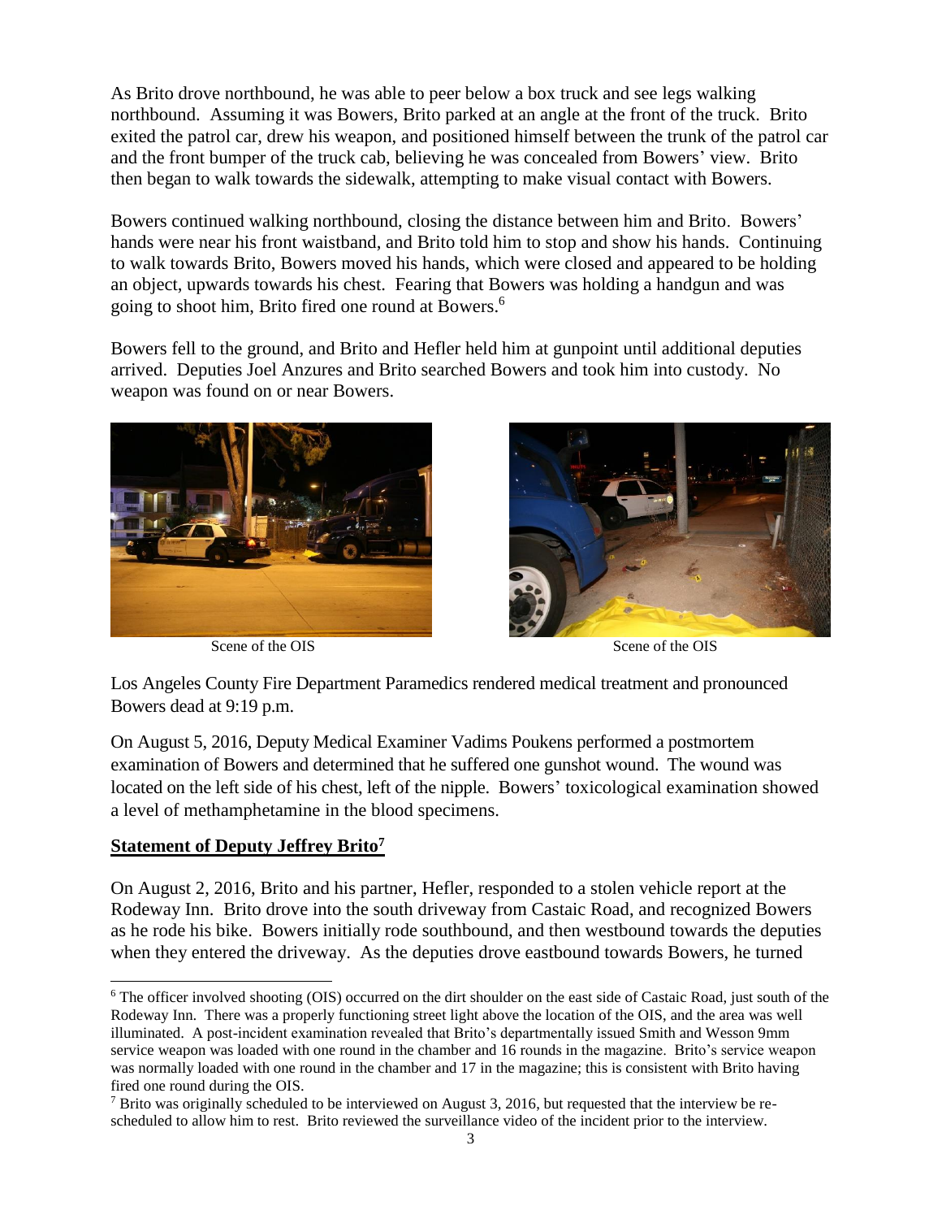As Brito drove northbound, he was able to peer below a box truck and see legs walking northbound. Assuming it was Bowers, Brito parked at an angle at the front of the truck. Brito exited the patrol car, drew his weapon, and positioned himself between the trunk of the patrol car and the front bumper of the truck cab, believing he was concealed from Bowers' view. Brito then began to walk towards the sidewalk, attempting to make visual contact with Bowers.

Bowers continued walking northbound, closing the distance between him and Brito. Bowers' hands were near his front waistband, and Brito told him to stop and show his hands. Continuing to walk towards Brito, Bowers moved his hands, which were closed and appeared to be holding an object, upwards towards his chest. Fearing that Bowers was holding a handgun and was going to shoot him, Brito fired one round at Bowers.[6]

Bowers fell to the ground, and Brito and Hefler held him at gunpoint until additional deputies arrived. Deputies Joel Anzures and Brito searched Bowers and took him into custody. No weapon was found on or near Bowers.

Scene of the OIS

Scene of the OIS

Los Angeles County Fire Department Paramedics rendered medical treatment and pronounced Bowers dead at 9:19 p.m.

On August 5, 2016, Deputy Medical Examiner Vadims Poukens performed a postmortem examination of Bowers and determined that he suffered one gunshot wound. The wound was located on the left side of his chest, left of the nipple. Bowers' toxicological examination showed a level of methamphetamine in the blood specimens.

**Statement of Deputy Jeffrey Brito[7]**

On August 2, 2016, Brito and his partner, Hefler, responded to a stolen vehicle report at the Rodeway Inn. Brito drove into the south driveway from Castaic Road, and recognized Bowers as he rode his bike. Bowers initially rode southbound, and then westbound towards the deputies when they entered the driveway. As the deputies drove eastbound towards Bowers, he turned

---

[6] The officer involved shooting (OIS) occurred on the dirt shoulder on the east side of Castaic Road, just south of the Rodeway Inn. There was a properly functioning street light above the location of the OIS, and the area was well illuminated. A post-incident examination revealed that Brito's departmentally issued Smith and Wesson 9mm service weapon was loaded with one round in the chamber and 16 rounds in the magazine. Brito's service weapon was normally loaded with one round in the chamber and 17 in the magazine; this is consistent with Brito having fired one round during the OIS.

[7] Brito was originally scheduled to be interviewed on August 3, 2016, but requested that the interview be re-scheduled to allow him to rest. Brito reviewed the surveillance video of the incident prior to the interview.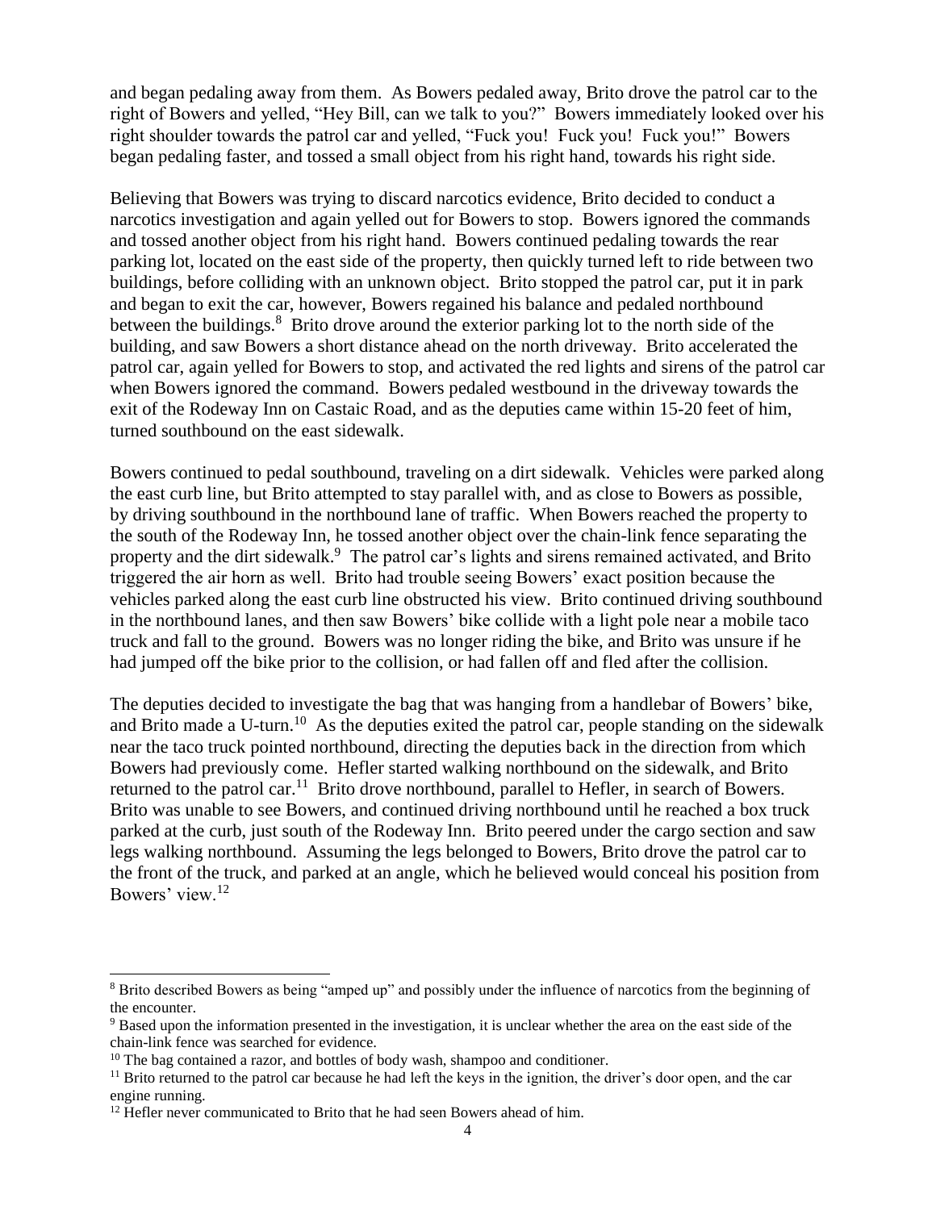and began pedaling away from them. As Bowers pedaled away, Brito drove the patrol car to the right of Bowers and yelled, "Hey Bill, can we talk to you?" Bowers immediately looked over his right shoulder towards the patrol car and yelled, "Fuck you! Fuck you! Fuck you!" Bowers began pedaling faster, and tossed a small object from his right hand, towards his right side.

Believing that Bowers was trying to discard narcotics evidence, Brito decided to conduct a narcotics investigation and again yelled out for Bowers to stop. Bowers ignored the commands and tossed another object from his right hand. Bowers continued pedaling towards the rear parking lot, located on the east side of the property, then quickly turned left to ride between two buildings, before colliding with an unknown object. Brito stopped the patrol car, put it in park and began to exit the car, however, Bowers regained his balance and pedaled northbound between the buildings.[8] Brito drove around the exterior parking lot to the north side of the building, and saw Bowers a short distance ahead on the north driveway. Brito accelerated the patrol car, again yelled for Bowers to stop, and activated the red lights and sirens of the patrol car when Bowers ignored the command. Bowers pedaled westbound in the driveway towards the exit of the Rodeway Inn on Castaic Road, and as the deputies came within 15-20 feet of him, turned southbound on the east sidewalk.

Bowers continued to pedal southbound, traveling on a dirt sidewalk. Vehicles were parked along the east curb line, but Brito attempted to stay parallel with, and as close to Bowers as possible, by driving southbound in the northbound lane of traffic. When Bowers reached the property to the south of the Rodeway Inn, he tossed another object over the chain-link fence separating the property and the dirt sidewalk.[9] The patrol car's lights and sirens remained activated, and Brito triggered the air horn as well. Brito had trouble seeing Bowers' exact position because the vehicles parked along the east curb line obstructed his view. Brito continued driving southbound in the northbound lanes, and then saw Bowers' bike collide with a light pole near a mobile taco truck and fall to the ground. Bowers was no longer riding the bike, and Brito was unsure if he had jumped off the bike prior to the collision, or had fallen off and fled after the collision.

The deputies decided to investigate the bag that was hanging from a handlebar of Bowers' bike, and Brito made a U-turn.[10] As the deputies exited the patrol car, people standing on the sidewalk near the taco truck pointed northbound, directing the deputies back in the direction from which Bowers had previously come. Hefler started walking northbound on the sidewalk, and Brito returned to the patrol car.[11] Brito drove northbound, parallel to Hefler, in search of Bowers. Brito was unable to see Bowers, and continued driving northbound until he reached a box truck parked at the curb, just south of the Rodeway Inn. Brito peered under the cargo section and saw legs walking northbound. Assuming the legs belonged to Bowers, Brito drove the patrol car to the front of the truck, and parked at an angle, which he believed would conceal his position from Bowers' view.[12]

---

[8] Brito described Bowers as being "amped up" and possibly under the influence of narcotics from the beginning of the encounter.

[9] Based upon the information presented in the investigation, it is unclear whether the area on the east side of the chain-link fence was searched for evidence.

[10] The bag contained a razor, and bottles of body wash, shampoo and conditioner.

[11] Brito returned to the patrol car because he had left the keys in the ignition, the driver's door open, and the car engine running.

[12] Hefler never communicated to Brito that he had seen Bowers ahead of him.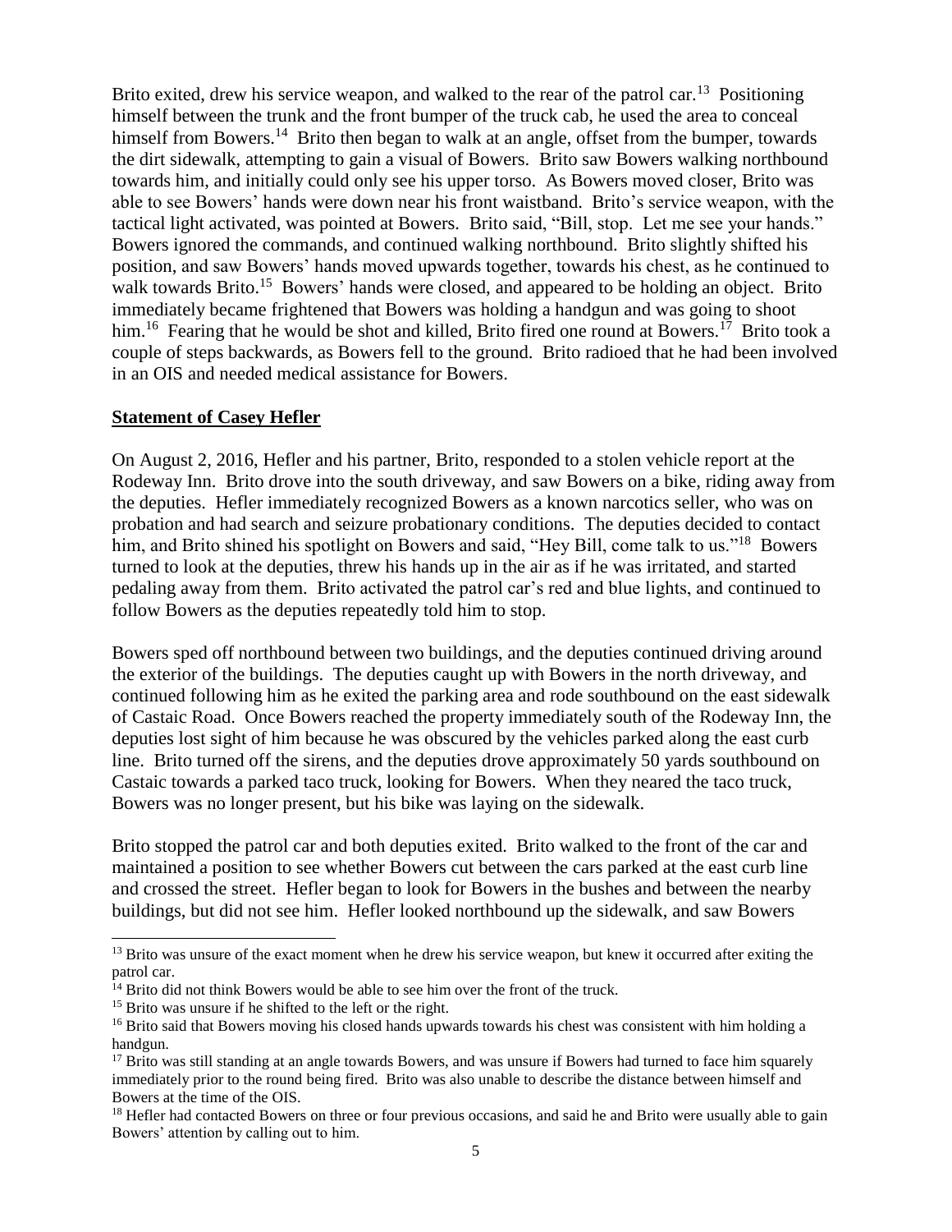Brito exited, drew his service weapon, and walked to the rear of the patrol car.[13] Positioning himself between the trunk and the front bumper of the truck cab, he used the area to conceal himself from Bowers.[14] Brito then began to walk at an angle, offset from the bumper, towards the dirt sidewalk, attempting to gain a visual of Bowers. Brito saw Bowers walking northbound towards him, and initially could only see his upper torso. As Bowers moved closer, Brito was able to see Bowers' hands were down near his front waistband. Brito's service weapon, with the tactical light activated, was pointed at Bowers. Brito said, "Bill, stop. Let me see your hands." Bowers ignored the commands, and continued walking northbound. Brito slightly shifted his position, and saw Bowers' hands moved upwards together, towards his chest, as he continued to walk towards Brito.[15] Bowers' hands were closed, and appeared to be holding an object. Brito immediately became frightened that Bowers was holding a handgun and was going to shoot him.[16] Fearing that he would be shot and killed, Brito fired one round at Bowers.[17] Brito took a couple of steps backwards, as Bowers fell to the ground. Brito radioed that he had been involved in an OIS and needed medical assistance for Bowers.

**Statement of Casey Hefler**

On August 2, 2016, Hefler and his partner, Brito, responded to a stolen vehicle report at the Rodeway Inn. Brito drove into the south driveway, and saw Bowers on a bike, riding away from the deputies. Hefler immediately recognized Bowers as a known narcotics seller, who was on probation and had search and seizure probationary conditions. The deputies decided to contact him, and Brito shined his spotlight on Bowers and said, "Hey Bill, come talk to us."[18] Bowers turned to look at the deputies, threw his hands up in the air as if he was irritated, and started pedaling away from them. Brito activated the patrol car's red and blue lights, and continued to follow Bowers as the deputies repeatedly told him to stop.

Bowers sped off northbound between two buildings, and the deputies continued driving around the exterior of the buildings. The deputies caught up with Bowers in the north driveway, and continued following him as he exited the parking area and rode southbound on the east sidewalk of Castaic Road. Once Bowers reached the property immediately south of the Rodeway Inn, the deputies lost sight of him because he was obscured by the vehicles parked along the east curb line. Brito turned off the sirens, and the deputies drove approximately 50 yards southbound on Castaic towards a parked taco truck, looking for Bowers. When they neared the taco truck, Bowers was no longer present, but his bike was laying on the sidewalk.

Brito stopped the patrol car and both deputies exited. Brito walked to the front of the car and maintained a position to see whether Bowers cut between the cars parked at the east curb line and crossed the street. Hefler began to look for Bowers in the bushes and between the nearby buildings, but did not see him. Hefler looked northbound up the sidewalk, and saw Bowers

---

[13] Brito was unsure of the exact moment when he drew his service weapon, but knew it occurred after exiting the patrol car.

[14] Brito did not think Bowers would be able to see him over the front of the truck.

[15] Brito was unsure if he shifted to the left or the right.

[16] Brito said that Bowers moving his closed hands upwards towards his chest was consistent with him holding a handgun.

[17] Brito was still standing at an angle towards Bowers, and was unsure if Bowers had turned to face him squarely immediately prior to the round being fired. Brito was also unable to describe the distance between himself and Bowers at the time of the OIS.

[18] Hefler had contacted Bowers on three or four previous occasions, and said he and Brito were usually able to gain Bowers' attention by calling out to him.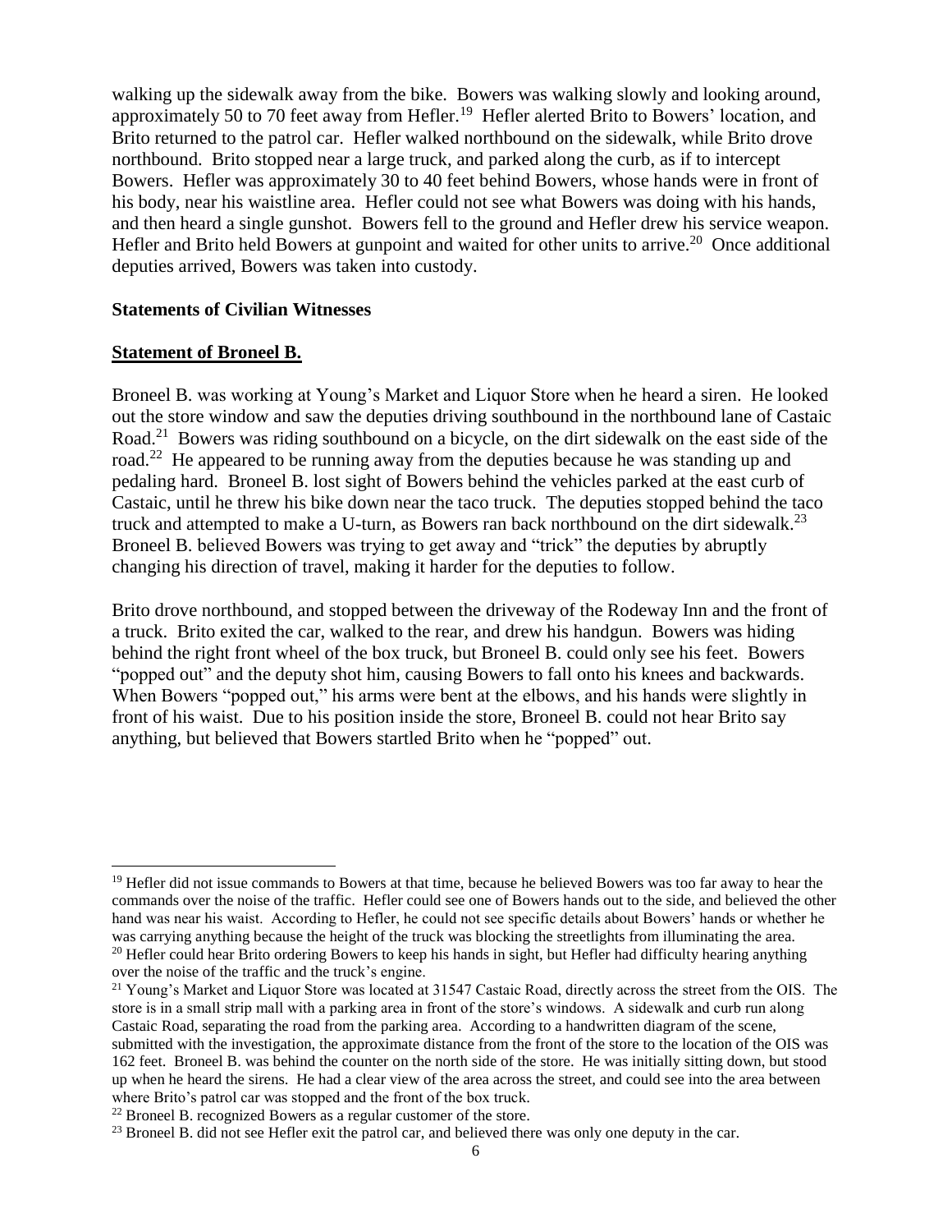walking up the sidewalk away from the bike. Bowers was walking slowly and looking around, approximately 50 to 70 feet away from Hefler.[19] Hefler alerted Brito to Bowers' location, and Brito returned to the patrol car. Hefler walked northbound on the sidewalk, while Brito drove northbound. Brito stopped near a large truck, and parked along the curb, as if to intercept Bowers. Hefler was approximately 30 to 40 feet behind Bowers, whose hands were in front of his body, near his waistline area. Hefler could not see what Bowers was doing with his hands, and then heard a single gunshot. Bowers fell to the ground and Hefler drew his service weapon. Hefler and Brito held Bowers at gunpoint and waited for other units to arrive.[20] Once additional deputies arrived, Bowers was taken into custody.

**Statements of Civilian Witnesses**

**Statement of Broneel B.**

Broneel B. was working at Young's Market and Liquor Store when he heard a siren. He looked out the store window and saw the deputies driving southbound in the northbound lane of Castaic Road.[21] Bowers was riding southbound on a bicycle, on the dirt sidewalk on the east side of the road.[22] He appeared to be running away from the deputies because he was standing up and pedaling hard. Broneel B. lost sight of Bowers behind the vehicles parked at the east curb of Castaic, until he threw his bike down near the taco truck. The deputies stopped behind the taco truck and attempted to make a U-turn, as Bowers ran back northbound on the dirt sidewalk.[23] Broneel B. believed Bowers was trying to get away and "trick" the deputies by abruptly changing his direction of travel, making it harder for the deputies to follow.

Brito drove northbound, and stopped between the driveway of the Rodeway Inn and the front of a truck. Brito exited the car, walked to the rear, and drew his handgun. Bowers was hiding behind the right front wheel of the box truck, but Broneel B. could only see his feet. Bowers "popped out" and the deputy shot him, causing Bowers to fall onto his knees and backwards. When Bowers "popped out," his arms were bent at the elbows, and his hands were slightly in front of his waist. Due to his position inside the store, Broneel B. could not hear Brito say anything, but believed that Bowers startled Brito when he "popped" out.

---

[19] Hefler did not issue commands to Bowers at that time, because he believed Bowers was too far away to hear the commands over the noise of the traffic. Hefler could see one of Bowers hands out to the side, and believed the other hand was near his waist. According to Hefler, he could not see specific details about Bowers' hands or whether he was carrying anything because the height of the truck was blocking the streetlights from illuminating the area.

[20] Hefler could hear Brito ordering Bowers to keep his hands in sight, but Hefler had difficulty hearing anything over the noise of the traffic and the truck's engine.

[21] Young's Market and Liquor Store was located at 31547 Castaic Road, directly across the street from the OIS. The store is in a small strip mall with a parking area in front of the store's windows. A sidewalk and curb run along Castaic Road, separating the road from the parking area. According to a handwritten diagram of the scene, submitted with the investigation, the approximate distance from the front of the store to the location of the OIS was 162 feet. Broneel B. was behind the counter on the north side of the store. He was initially sitting down, but stood up when he heard the sirens. He had a clear view of the area across the street, and could see into the area between where Brito's patrol car was stopped and the front of the box truck.

[22] Broneel B. recognized Bowers as a regular customer of the store.

[23] Broneel B. did not see Hefler exit the patrol car, and believed there was only one deputy in the car.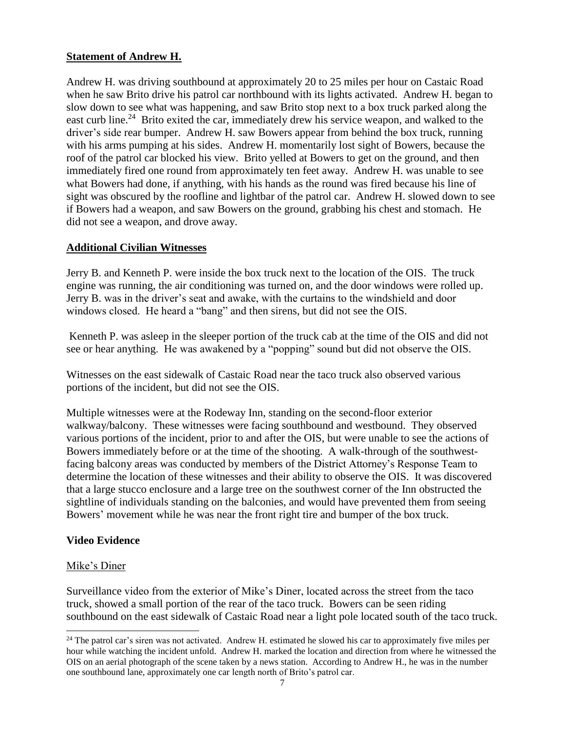**Statement of Andrew H.**

Andrew H. was driving southbound at approximately 20 to 25 miles per hour on Castaic Road when he saw Brito drive his patrol car northbound with its lights activated. Andrew H. began to slow down to see what was happening, and saw Brito stop next to a box truck parked along the east curb line.[24] Brito exited the car, immediately drew his service weapon, and walked to the driver's side rear bumper. Andrew H. saw Bowers appear from behind the box truck, running with his arms pumping at his sides. Andrew H. momentarily lost sight of Bowers, because the roof of the patrol car blocked his view. Brito yelled at Bowers to get on the ground, and then immediately fired one round from approximately ten feet away. Andrew H. was unable to see what Bowers had done, if anything, with his hands as the round was fired because his line of sight was obscured by the roofline and lightbar of the patrol car. Andrew H. slowed down to see if Bowers had a weapon, and saw Bowers on the ground, grabbing his chest and stomach. He did not see a weapon, and drove away.

**Additional Civilian Witnesses**

Jerry B. and Kenneth P. were inside the box truck next to the location of the OIS. The truck engine was running, the air conditioning was turned on, and the door windows were rolled up. Jerry B. was in the driver's seat and awake, with the curtains to the windshield and door windows closed. He heard a "bang" and then sirens, but did not see the OIS.

Kenneth P. was asleep in the sleeper portion of the truck cab at the time of the OIS and did not see or hear anything. He was awakened by a "popping" sound but did not observe the OIS.

Witnesses on the east sidewalk of Castaic Road near the taco truck also observed various portions of the incident, but did not see the OIS.

Multiple witnesses were at the Rodeway Inn, standing on the second-floor exterior walkway/balcony. These witnesses were facing southbound and westbound. They observed various portions of the incident, prior to and after the OIS, but were unable to see the actions of Bowers immediately before or at the time of the shooting. A walk-through of the southwest-facing balcony areas was conducted by members of the District Attorney's Response Team to determine the location of these witnesses and their ability to observe the OIS. It was discovered that a large stucco enclosure and a large tree on the southwest corner of the Inn obstructed the sightline of individuals standing on the balconies, and would have prevented them from seeing Bowers' movement while he was near the front right tire and bumper of the box truck.

**Video Evidence**

Mike's Diner

Surveillance video from the exterior of Mike's Diner, located across the street from the taco truck, showed a small portion of the rear of the taco truck. Bowers can be seen riding southbound on the east sidewalk of Castaic Road near a light pole located south of the taco truck.

[24] The patrol car's siren was not activated. Andrew H. estimated he slowed his car to approximately five miles per hour while watching the incident unfold. Andrew H. marked the location and direction from where he witnessed the OIS on an aerial photograph of the scene taken by a news station. According to Andrew H., he was in the number one southbound lane, approximately one car length north of Brito's patrol car.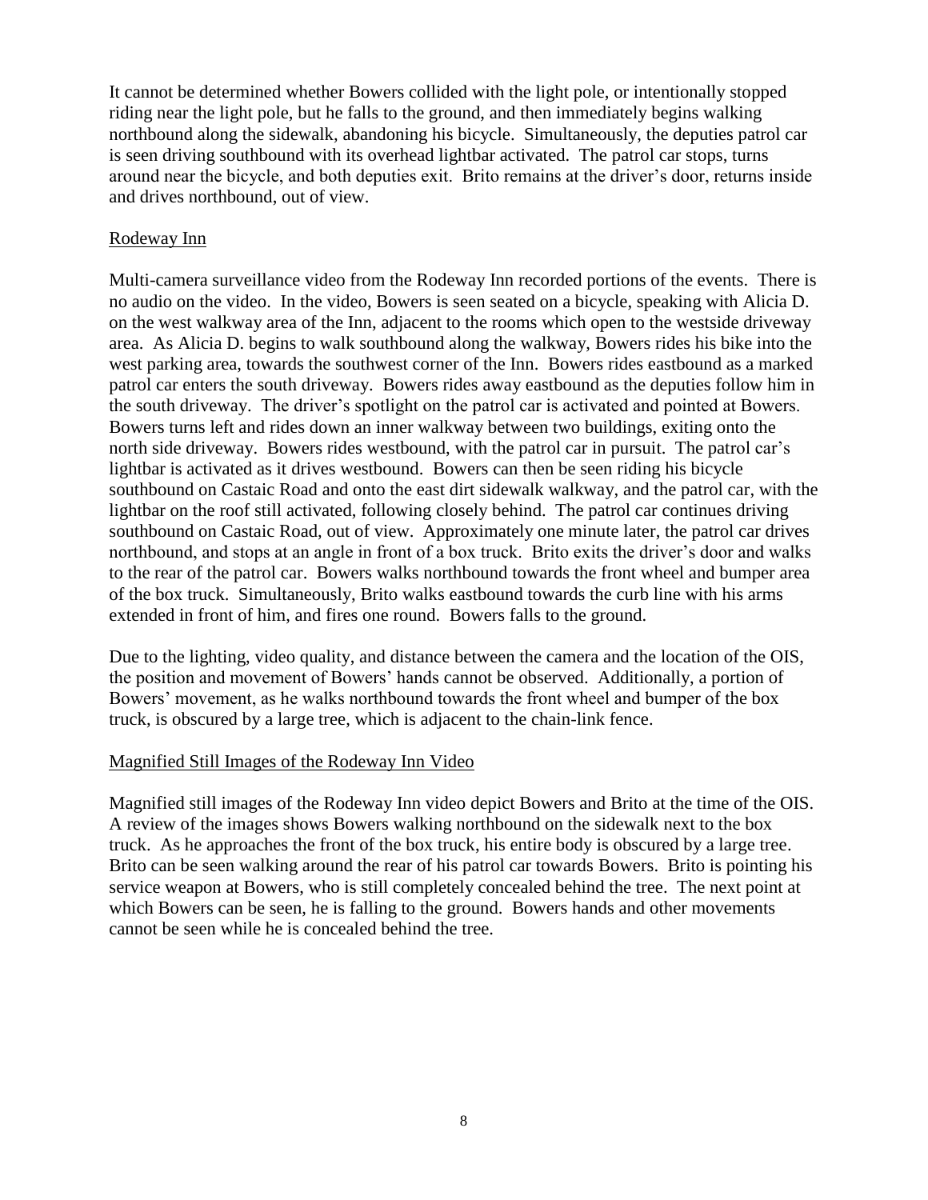It cannot be determined whether Bowers collided with the light pole, or intentionally stopped riding near the light pole, but he falls to the ground, and then immediately begins walking northbound along the sidewalk, abandoning his bicycle. Simultaneously, the deputies patrol car is seen driving southbound with its overhead lightbar activated. The patrol car stops, turns around near the bicycle, and both deputies exit. Brito remains at the driver's door, returns inside and drives northbound, out of view.

Rodeway Inn

Multi-camera surveillance video from the Rodeway Inn recorded portions of the events. There is no audio on the video. In the video, Bowers is seen seated on a bicycle, speaking with Alicia D. on the west walkway area of the Inn, adjacent to the rooms which open to the westside driveway area. As Alicia D. begins to walk southbound along the walkway, Bowers rides his bike into the west parking area, towards the southwest corner of the Inn. Bowers rides eastbound as a marked patrol car enters the south driveway. Bowers rides away eastbound as the deputies follow him in the south driveway. The driver's spotlight on the patrol car is activated and pointed at Bowers. Bowers turns left and rides down an inner walkway between two buildings, exiting onto the north side driveway. Bowers rides westbound, with the patrol car in pursuit. The patrol car's lightbar is activated as it drives westbound. Bowers can then be seen riding his bicycle southbound on Castaic Road and onto the east dirt sidewalk walkway, and the patrol car, with the lightbar on the roof still activated, following closely behind. The patrol car continues driving southbound on Castaic Road, out of view. Approximately one minute later, the patrol car drives northbound, and stops at an angle in front of a box truck. Brito exits the driver's door and walks to the rear of the patrol car. Bowers walks northbound towards the front wheel and bumper area of the box truck. Simultaneously, Brito walks eastbound towards the curb line with his arms extended in front of him, and fires one round. Bowers falls to the ground.

Due to the lighting, video quality, and distance between the camera and the location of the OIS, the position and movement of Bowers' hands cannot be observed. Additionally, a portion of Bowers' movement, as he walks northbound towards the front wheel and bumper of the box truck, is obscured by a large tree, which is adjacent to the chain-link fence.

Magnified Still Images of the Rodeway Inn Video

Magnified still images of the Rodeway Inn video depict Bowers and Brito at the time of the OIS. A review of the images shows Bowers walking northbound on the sidewalk next to the box truck. As he approaches the front of the box truck, his entire body is obscured by a large tree. Brito can be seen walking around the rear of his patrol car towards Bowers. Brito is pointing his service weapon at Bowers, who is still completely concealed behind the tree. The next point at which Bowers can be seen, he is falling to the ground. Bowers hands and other movements cannot be seen while he is concealed behind the tree.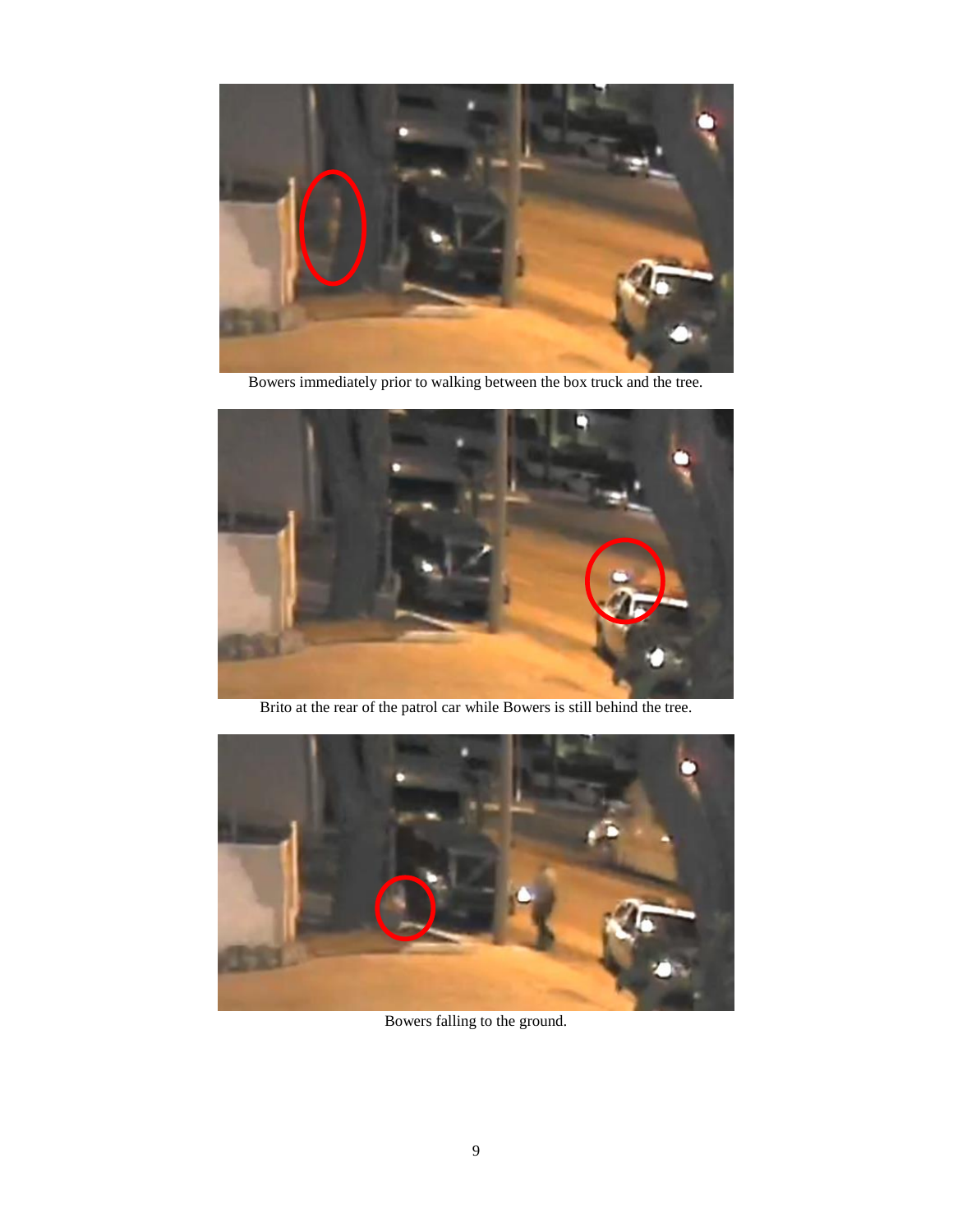Bowers immediately prior to walking between the box truck and the tree.

Brito at the rear of the patrol car while Bowers is still behind the tree.

Bowers falling to the ground.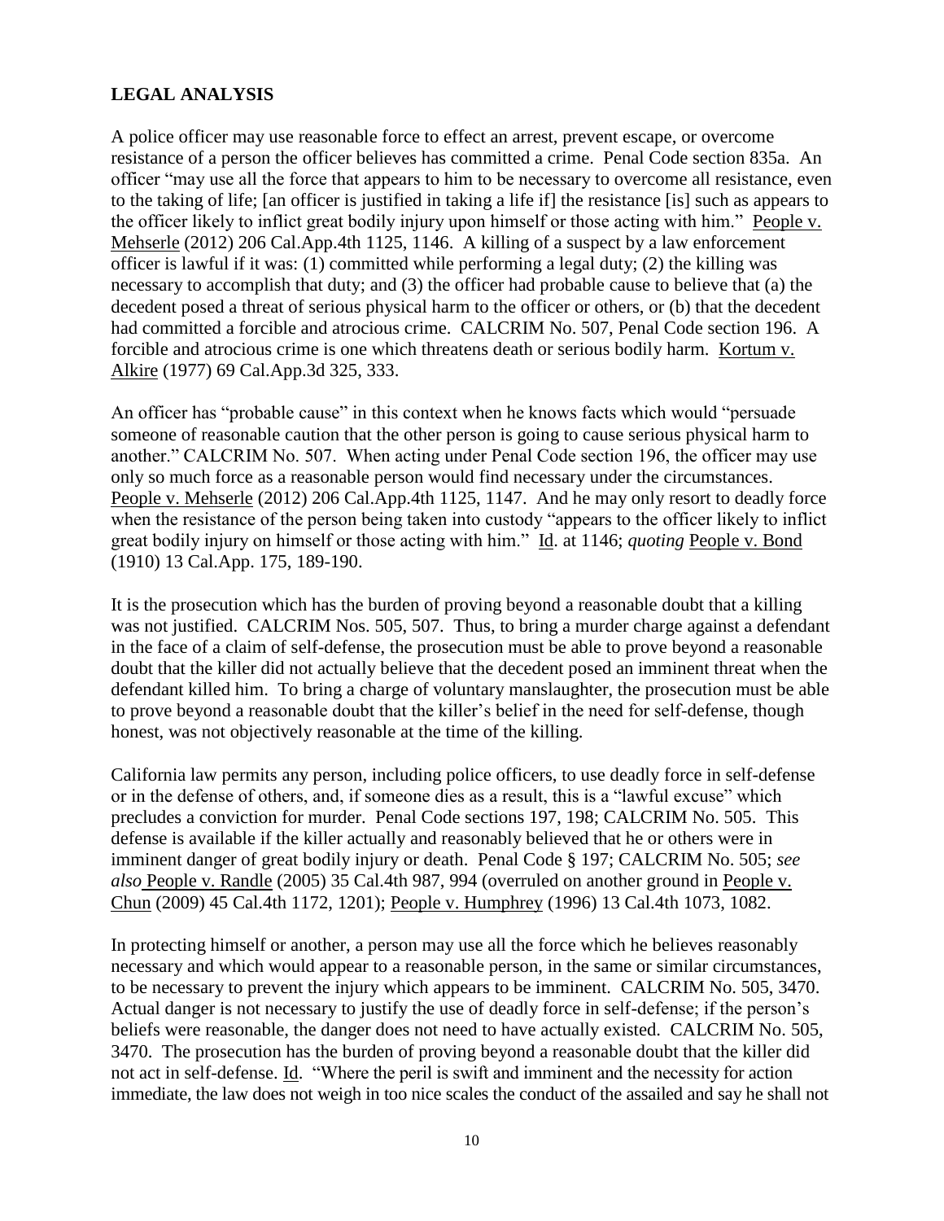## LEGAL ANALYSIS

A police officer may use reasonable force to effect an arrest, prevent escape, or overcome resistance of a person the officer believes has committed a crime. Penal Code section 835a. An officer "may use all the force that appears to him to be necessary to overcome all resistance, even to the taking of life; [an officer is justified in taking a life if] the resistance [is] such as appears to the officer likely to inflict great bodily injury upon himself or those acting with him." People v. Mehserle (2012) 206 Cal.App.4th 1125, 1146. A killing of a suspect by a law enforcement officer is lawful if it was: (1) committed while performing a legal duty; (2) the killing was necessary to accomplish that duty; and (3) the officer had probable cause to believe that (a) the decedent posed a threat of serious physical harm to the officer or others, or (b) that the decedent had committed a forcible and atrocious crime. CALCRIM No. 507, Penal Code section 196. A forcible and atrocious crime is one which threatens death or serious bodily harm. Kortum v. Alkire (1977) 69 Cal.App.3d 325, 333.

An officer has "probable cause" in this context when he knows facts which would "persuade someone of reasonable caution that the other person is going to cause serious physical harm to another." CALCRIM No. 507. When acting under Penal Code section 196, the officer may use only so much force as a reasonable person would find necessary under the circumstances. People v. Mehserle (2012) 206 Cal.App.4th 1125, 1147. And he may only resort to deadly force when the resistance of the person being taken into custody "appears to the officer likely to inflict great bodily injury on himself or those acting with him." Id. at 1146; *quoting* People v. Bond (1910) 13 Cal.App. 175, 189-190.

It is the prosecution which has the burden of proving beyond a reasonable doubt that a killing was not justified. CALCRIM Nos. 505, 507. Thus, to bring a murder charge against a defendant in the face of a claim of self-defense, the prosecution must be able to prove beyond a reasonable doubt that the killer did not actually believe that the decedent posed an imminent threat when the defendant killed him. To bring a charge of voluntary manslaughter, the prosecution must be able to prove beyond a reasonable doubt that the killer's belief in the need for self-defense, though honest, was not objectively reasonable at the time of the killing.

California law permits any person, including police officers, to use deadly force in self-defense or in the defense of others, and, if someone dies as a result, this is a "lawful excuse" which precludes a conviction for murder. Penal Code sections 197, 198; CALCRIM No. 505. This defense is available if the killer actually and reasonably believed that he or others were in imminent danger of great bodily injury or death. Penal Code § 197; CALCRIM No. 505; *see also* People v. Randle (2005) 35 Cal.4th 987, 994 (overruled on another ground in People v. Chun (2009) 45 Cal.4th 1172, 1201); People v. Humphrey (1996) 13 Cal.4th 1073, 1082.

In protecting himself or another, a person may use all the force which he believes reasonably necessary and which would appear to a reasonable person, in the same or similar circumstances, to be necessary to prevent the injury which appears to be imminent. CALCRIM No. 505, 3470. Actual danger is not necessary to justify the use of deadly force in self-defense; if the person's beliefs were reasonable, the danger does not need to have actually existed. CALCRIM No. 505, 3470. The prosecution has the burden of proving beyond a reasonable doubt that the killer did not act in self-defense. Id. "Where the peril is swift and imminent and the necessity for action immediate, the law does not weigh in too nice scales the conduct of the assailed and say he shall not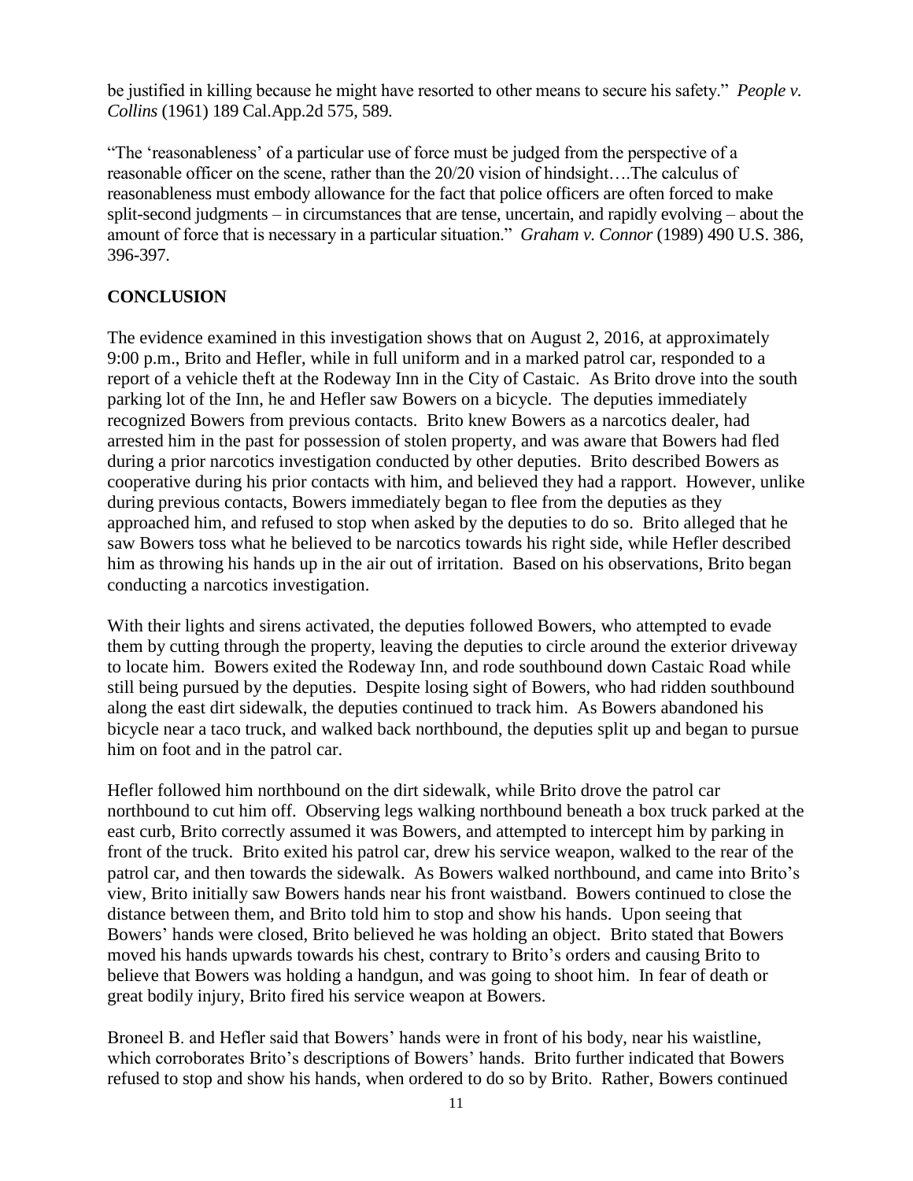be justified in killing because he might have resorted to other means to secure his safety." *People v. Collins* (1961) 189 Cal.App.2d 575, 589.

"The 'reasonableness' of a particular use of force must be judged from the perspective of a reasonable officer on the scene, rather than the 20/20 vision of hindsight….The calculus of reasonableness must embody allowance for the fact that police officers are often forced to make split-second judgments – in circumstances that are tense, uncertain, and rapidly evolving – about the amount of force that is necessary in a particular situation." *Graham v. Connor* (1989) 490 U.S. 386, 396-397.

## CONCLUSION

The evidence examined in this investigation shows that on August 2, 2016, at approximately 9:00 p.m., Brito and Hefler, while in full uniform and in a marked patrol car, responded to a report of a vehicle theft at the Rodeway Inn in the City of Castaic. As Brito drove into the south parking lot of the Inn, he and Hefler saw Bowers on a bicycle. The deputies immediately recognized Bowers from previous contacts. Brito knew Bowers as a narcotics dealer, had arrested him in the past for possession of stolen property, and was aware that Bowers had fled during a prior narcotics investigation conducted by other deputies. Brito described Bowers as cooperative during his prior contacts with him, and believed they had a rapport. However, unlike during previous contacts, Bowers immediately began to flee from the deputies as they approached him, and refused to stop when asked by the deputies to do so. Brito alleged that he saw Bowers toss what he believed to be narcotics towards his right side, while Hefler described him as throwing his hands up in the air out of irritation. Based on his observations, Brito began conducting a narcotics investigation.

With their lights and sirens activated, the deputies followed Bowers, who attempted to evade them by cutting through the property, leaving the deputies to circle around the exterior driveway to locate him. Bowers exited the Rodeway Inn, and rode southbound down Castaic Road while still being pursued by the deputies. Despite losing sight of Bowers, who had ridden southbound along the east dirt sidewalk, the deputies continued to track him. As Bowers abandoned his bicycle near a taco truck, and walked back northbound, the deputies split up and began to pursue him on foot and in the patrol car.

Hefler followed him northbound on the dirt sidewalk, while Brito drove the patrol car northbound to cut him off. Observing legs walking northbound beneath a box truck parked at the east curb, Brito correctly assumed it was Bowers, and attempted to intercept him by parking in front of the truck. Brito exited his patrol car, drew his service weapon, walked to the rear of the patrol car, and then towards the sidewalk. As Bowers walked northbound, and came into Brito's view, Brito initially saw Bowers hands near his front waistband. Bowers continued to close the distance between them, and Brito told him to stop and show his hands. Upon seeing that Bowers' hands were closed, Brito believed he was holding an object. Brito stated that Bowers moved his hands upwards towards his chest, contrary to Brito's orders and causing Brito to believe that Bowers was holding a handgun, and was going to shoot him. In fear of death or great bodily injury, Brito fired his service weapon at Bowers.

Broneel B. and Hefler said that Bowers' hands were in front of his body, near his waistline, which corroborates Brito's descriptions of Bowers' hands. Brito further indicated that Bowers refused to stop and show his hands, when ordered to do so by Brito. Rather, Bowers continued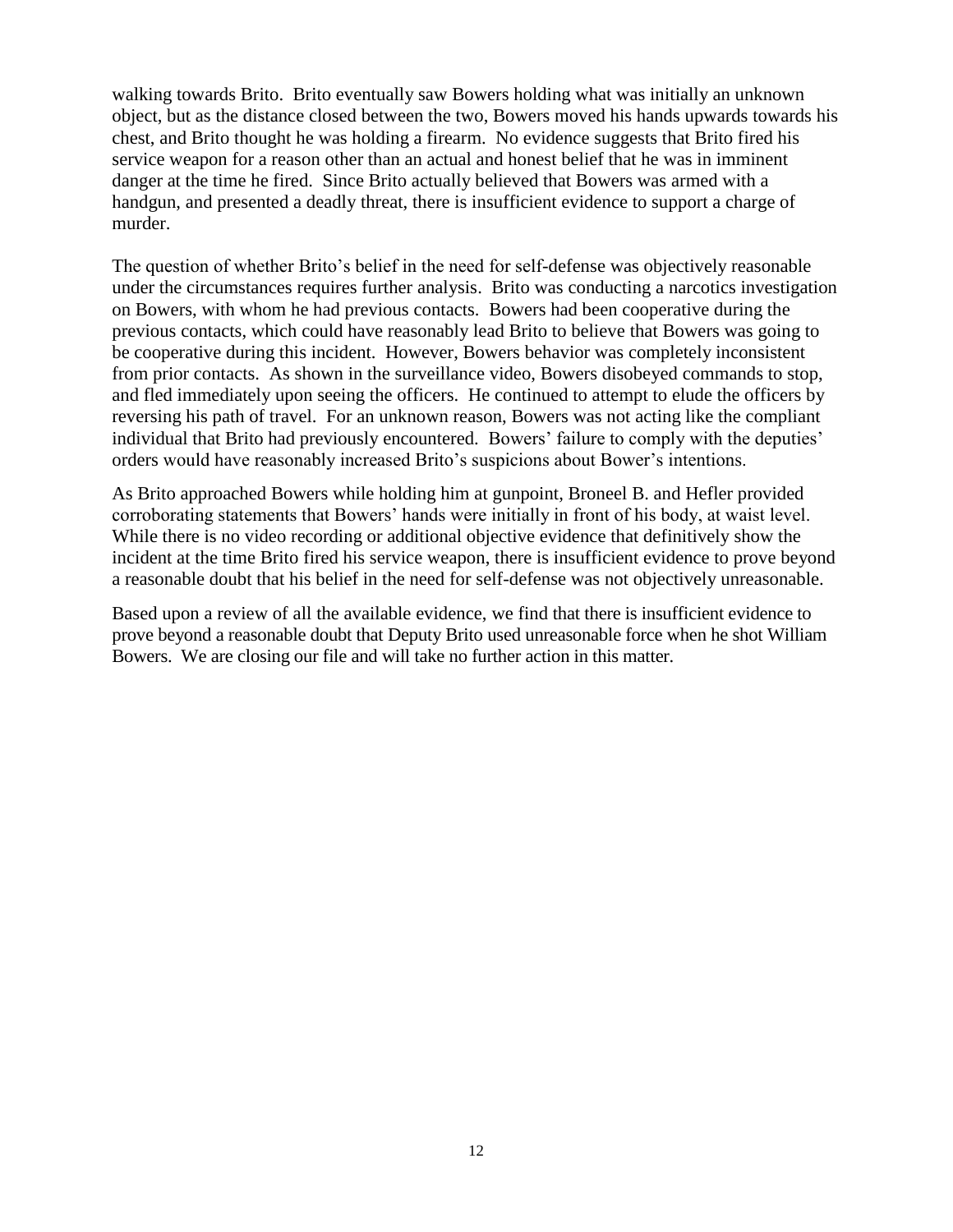walking towards Brito. Brito eventually saw Bowers holding what was initially an unknown object, but as the distance closed between the two, Bowers moved his hands upwards towards his chest, and Brito thought he was holding a firearm. No evidence suggests that Brito fired his service weapon for a reason other than an actual and honest belief that he was in imminent danger at the time he fired. Since Brito actually believed that Bowers was armed with a handgun, and presented a deadly threat, there is insufficient evidence to support a charge of murder.

The question of whether Brito's belief in the need for self-defense was objectively reasonable under the circumstances requires further analysis. Brito was conducting a narcotics investigation on Bowers, with whom he had previous contacts. Bowers had been cooperative during the previous contacts, which could have reasonably lead Brito to believe that Bowers was going to be cooperative during this incident. However, Bowers behavior was completely inconsistent from prior contacts. As shown in the surveillance video, Bowers disobeyed commands to stop, and fled immediately upon seeing the officers. He continued to attempt to elude the officers by reversing his path of travel. For an unknown reason, Bowers was not acting like the compliant individual that Brito had previously encountered. Bowers' failure to comply with the deputies' orders would have reasonably increased Brito's suspicions about Bower's intentions.

As Brito approached Bowers while holding him at gunpoint, Broneel B. and Hefler provided corroborating statements that Bowers' hands were initially in front of his body, at waist level. While there is no video recording or additional objective evidence that definitively show the incident at the time Brito fired his service weapon, there is insufficient evidence to prove beyond a reasonable doubt that his belief in the need for self-defense was not objectively unreasonable.

Based upon a review of all the available evidence, we find that there is insufficient evidence to prove beyond a reasonable doubt that Deputy Brito used unreasonable force when he shot William Bowers. We are closing our file and will take no further action in this matter.